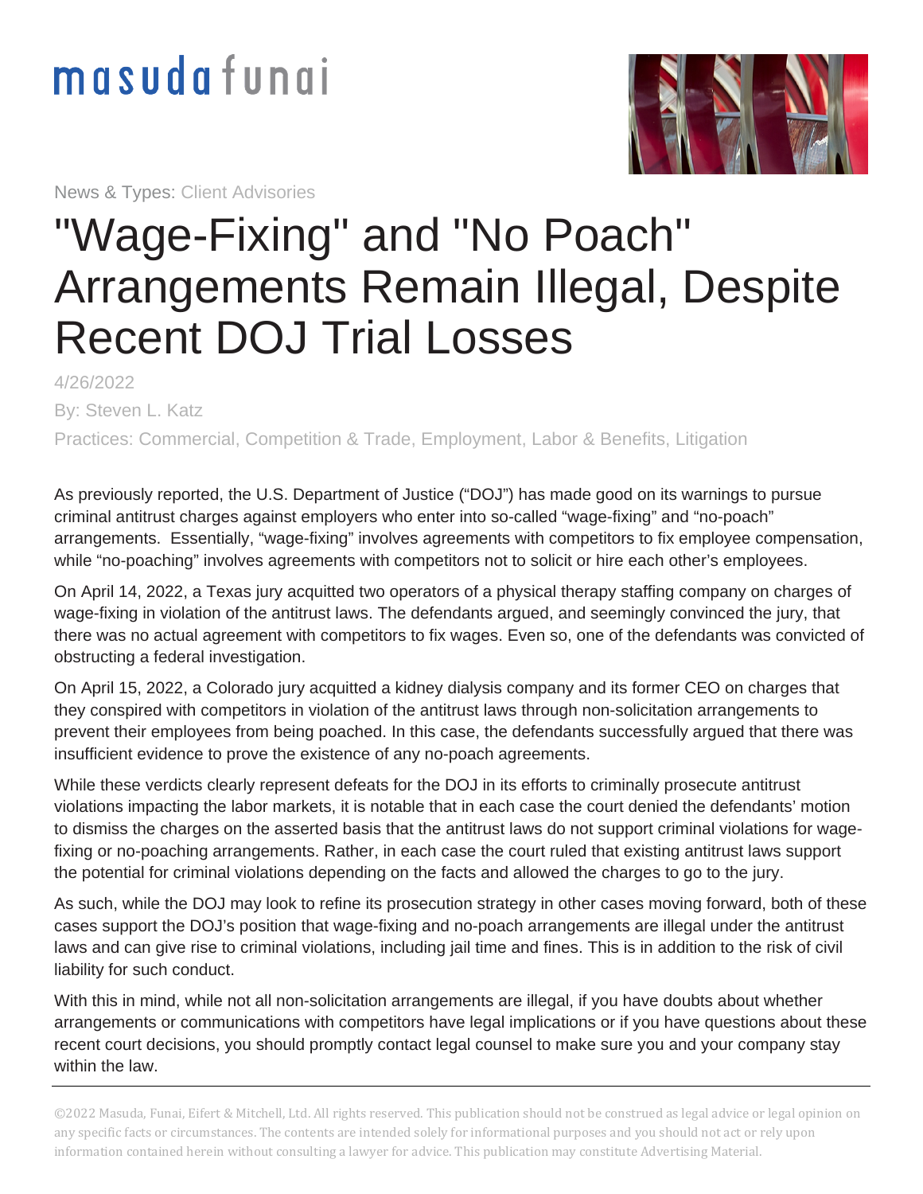masuda funai

News & Types: Client Advisories

# "Wage-Fixing" and "No Poach" Arrangements Remain Illegal, Despite Recent DOJ Trial Losses

4/26/2022

By: Steven L. Katz

Practices: Commercial, Competition & Trade, Employment, Labor & Benefits, Litigation

As previously reported, the U.S. Department of Justice ("DOJ") has made good on its warnings to pursue criminal antitrust charges against employers who enter into so-called "wage-fixing" and "no-poach" arrangements. Essentially, "wage-fixing" involves agreements with competitors to fix employee compensation, while "no-poaching" involves agreements with competitors not to solicit or hire each other's employees.

On April 14, 2022, a Texas jury acquitted two operators of a physical therapy staffing company on charges of wage-fixing in violation of the antitrust laws. The defendants argued, and seemingly convinced the jury, that there was no actual agreement with competitors to fix wages. Even so, one of the defendants was convicted of obstructing a federal investigation.

On April 15, 2022, a Colorado jury acquitted a kidney dialysis company and its former CEO on charges that they conspired with competitors in violation of the antitrust laws through non-solicitation arrangements to prevent their employees from being poached. In this case, the defendants successfully argued that there was insufficient evidence to prove the existence of any no-poach agreements.

While these verdicts clearly represent defeats for the DOJ in its efforts to criminally prosecute antitrust violations impacting the labor markets, it is notable that in each case the court denied the defendants' motion to dismiss the charges on the asserted basis that the antitrust laws do not support criminal violations for wage-fixing or no-poaching arrangements. Rather, in each case the court ruled that existing antitrust laws support the potential for criminal violations depending on the facts and allowed the charges to go to the jury.

As such, while the DOJ may look to refine its prosecution strategy in other cases moving forward, both of these cases support the DOJ's position that wage-fixing and no-poach arrangements are illegal under the antitrust laws and can give rise to criminal violations, including jail time and fines. This is in addition to the risk of civil liability for such conduct.

With this in mind, while not all non-solicitation arrangements are illegal, if you have doubts about whether arrangements or communications with competitors have legal implications or if you have questions about these recent court decisions, you should promptly contact legal counsel to make sure you and your company stay within the law.

---

©2022 Masuda, Funai, Eifert & Mitchell, Ltd. All rights reserved. This publication should not be construed as legal advice or legal opinion on any specific facts or circumstances. The contents are intended solely for informational purposes and you should not act or rely upon information contained herein without consulting a lawyer for advice. This publication may constitute Advertising Material.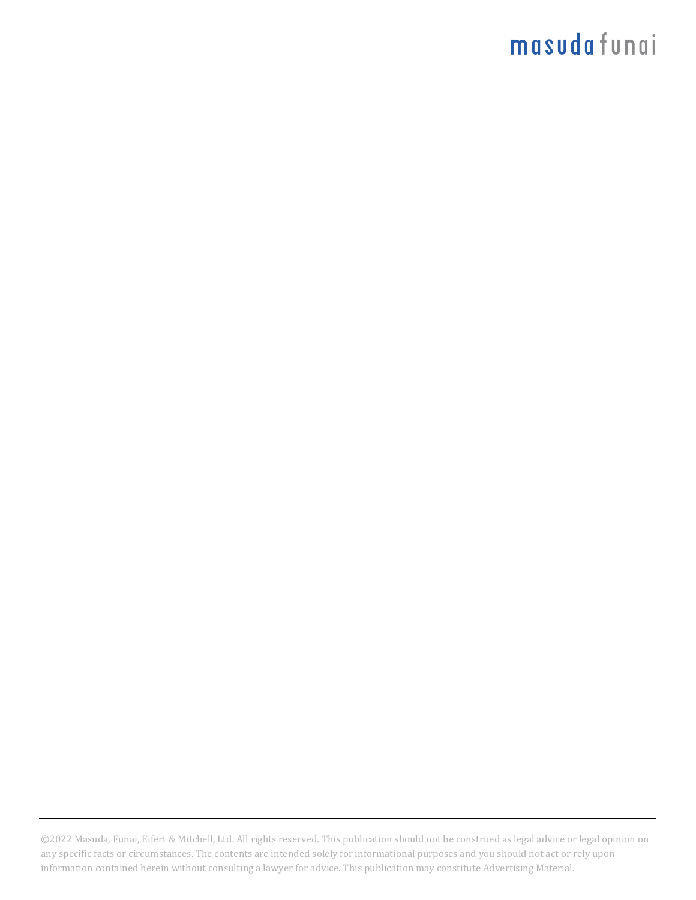©2022 Masuda, Funai, Eifert & Mitchell, Ltd. All rights reserved. This publication should not be construed as legal advice or legal opinion on any specific facts or circumstances. The contents are intended solely for informational purposes and you should not act or rely upon information contained herein without consulting a lawyer for advice. This publication may constitute Advertising Material.